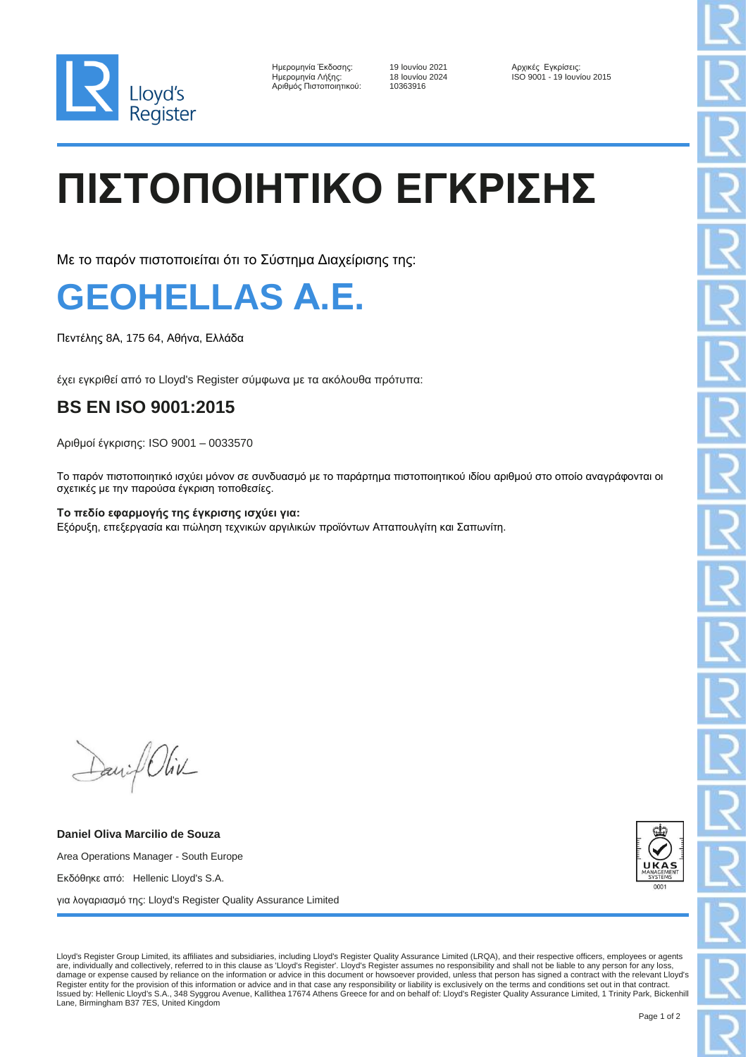Ημερομηνία Έκδοσης: 19 Ιουνίου 2021
Ημερομηνία Λήξης: 18 Ιουνίου 2024
Αριθμός Πιστοποιητικού: 10363916

Αρχικές Εγκρίσεις:
ISO 9001 - 19 Ιουνίου 2015

# ΠΙΣΤΟΠΟΙΗΤΙΚΟ ΕΓΚΡΙΣΗΣ

Με το παρόν πιστοποιείται ότι το Σύστημα Διαχείρισης της:

# GEOHELLAS A.E.

Πεντέλης 8Α, 175 64, Αθήνα, Ελλάδα

έχει εγκριθεί από το Lloyd's Register σύμφωνα με τα ακόλουθα πρότυπα:

## BS EN ISO 9001:2015

Αριθμοί έγκρισης: ISO 9001 – 0033570

Το παρόν πιστοποιητικό ισχύει μόνον σε συνδυασμό με το παράρτημα πιστοποιητικού ιδίου αριθμού στο οποίο αναγράφονται οι σχετικές με την παρούσα έγκριση τοποθεσίες.

**Το πεδίο εφαρμογής της έγκρισης ισχύει για:**
Εξόρυξη, επεξεργασία και πώληση τεχνικών αργιλικών προϊόντων Ατταπουλγίτη και Σαπωνίτη.

**Daniel Oliva Marcilio de Souza**

Area Operations Manager - South Europe

Εκδόθηκε από: Hellenic Lloyd's S.A.

για λογαριασμό της: Lloyd's Register Quality Assurance Limited

UKAS MANAGEMENT SYSTEMS 0001

Lloyd's Register Group Limited, its affiliates and subsidiaries, including Lloyd's Register Quality Assurance Limited (LRQA), and their respective officers, employees or agents are, individually and collectively, referred to in this clause as 'Lloyd's Register'. Lloyd's Register assumes no responsibility and shall not be liable to any person for any loss, damage or expense caused by reliance on the information or advice in this document or howsoever provided, unless that person has signed a contract with the relevant Lloyd's Register entity for the provision of this information or advice and in that case any responsibility or liability is exclusively on the terms and conditions set out in that contract.
Issued by: Hellenic Lloyd's S.A., 348 Syggrou Avenue, Kallithea 17674 Athens Greece for and on behalf of: Lloyd's Register Quality Assurance Limited, 1 Trinity Park, Bickenhill Lane, Birmingham B37 7ES, United Kingdom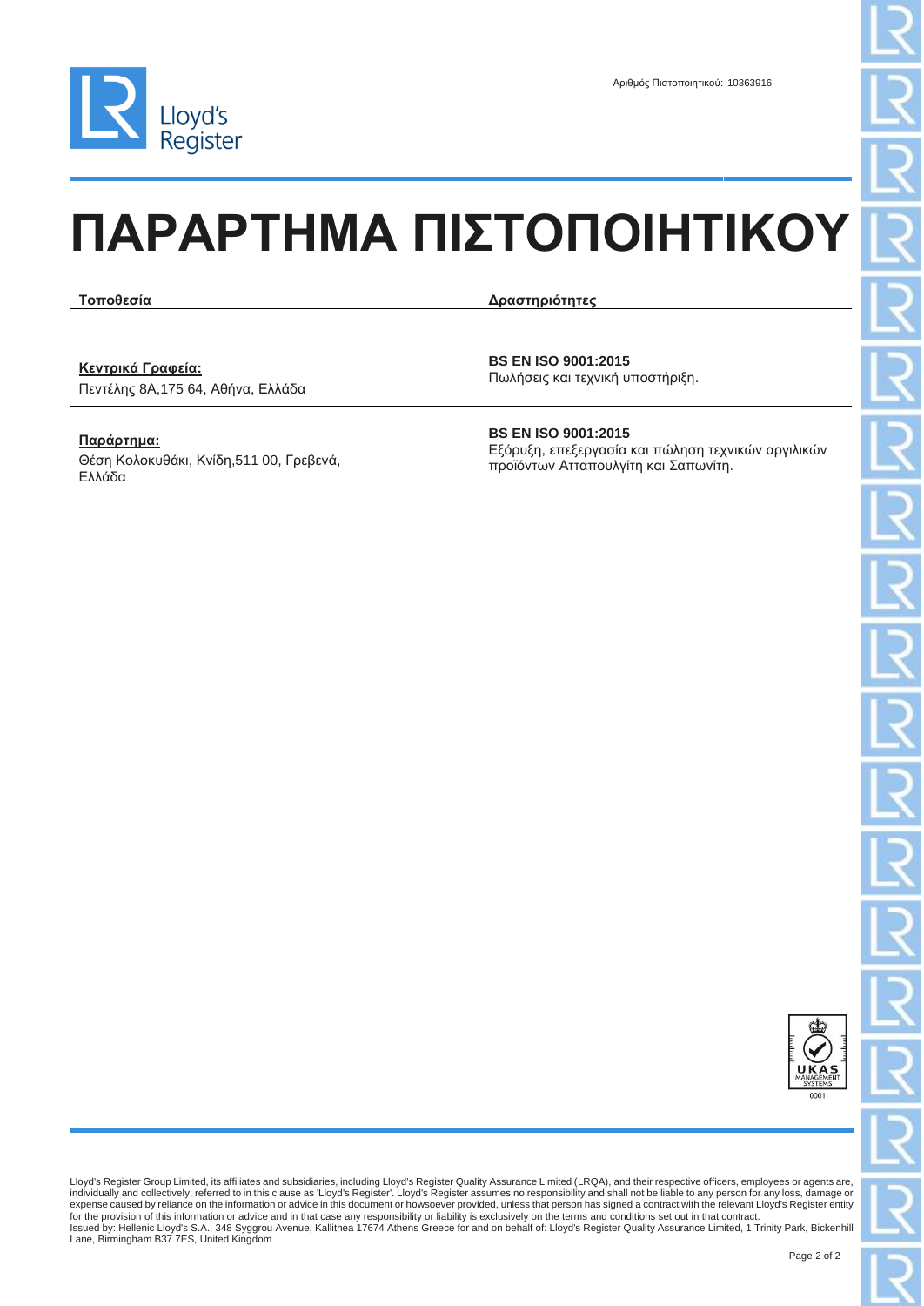Αριθμός Πιστοποιητικού: 10363916

# ΠΑΡΑΡΤΗΜΑ ΠΙΣΤΟΠΟΙΗΤΙΚΟΥ

| Τοποθεσία | Δραστηριότητες |
| --- | --- |
| **Κεντρικά Γραφεία:** Πεντέλης 8Α,175 64, Αθήνα, Ελλάδα | **BS EN ISO 9001:2015** Πωλήσεις και τεχνική υποστήριξη. |
| **Παράρτημα:** Θέση Κολοκυθάκι, Κνίδη,511 00, Γρεβενά, Ελλάδα | **BS EN ISO 9001:2015** Εξόρυξη, επεξεργασία και πώληση τεχνικών αργιλικών προϊόντων Ατταπουλγίτη και Σαπωνίτη. |

UKAS MANAGEMENT SYSTEMS 0001

Lloyd's Register Group Limited, its affiliates and subsidiaries, including Lloyd's Register Quality Assurance Limited (LRQA), and their respective officers, employees or agents are, individually and collectively, referred to in this clause as 'Lloyd's Register'. Lloyd's Register assumes no responsibility and shall not be liable to any person for any loss, damage or expense caused by reliance on the information or advice in this document or howsoever provided, unless that person has signed a contract with the relevant Lloyd's Register entity for the provision of this information or advice and in that case any responsibility or liability is exclusively on the terms and conditions set out in that contract.
Issued by: Hellenic Lloyd's S.A., 348 Syggrou Avenue, Kallithea 17674 Athens Greece for and on behalf of: Lloyd's Register Quality Assurance Limited, 1 Trinity Park, Bickenhill Lane, Birmingham B37 7ES, United Kingdom